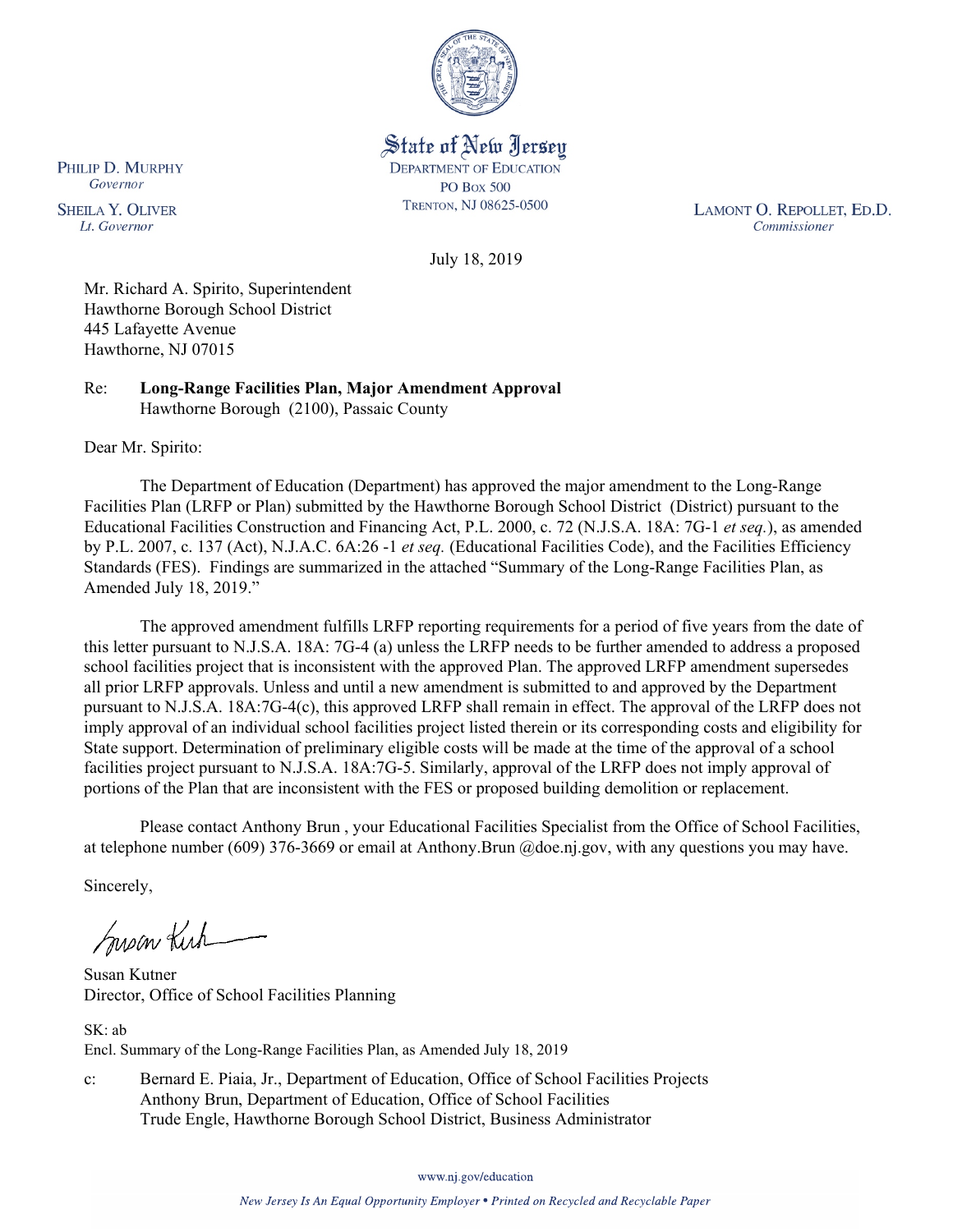State of New Jersey
DEPARTMENT OF EDUCATION
PO Box 500
TRENTON, NJ 08625-0500

PHILIP D. MURPHY
*Governor*

SHEILA Y. OLIVER
*Lt. Governor*

LAMONT O. REPOLLET, ED.D.
*Commissioner*

July 18, 2019

Mr. Richard A. Spirito, Superintendent
Hawthorne Borough School District
445 Lafayette Avenue
Hawthorne, NJ 07015

Re: **Long-Range Facilities Plan, Major Amendment Approval**
Hawthorne Borough (2100), Passaic County

Dear Mr. Spirito:

The Department of Education (Department) has approved the major amendment to the Long-Range Facilities Plan (LRFP or Plan) submitted by the Hawthorne Borough School District (District) pursuant to the Educational Facilities Construction and Financing Act, P.L. 2000, c. 72 (N.J.S.A. 18A: 7G-1 *et seq.*), as amended by P.L. 2007, c. 137 (Act), N.J.A.C. 6A:26 -1 *et seq.* (Educational Facilities Code), and the Facilities Efficiency Standards (FES). Findings are summarized in the attached "Summary of the Long-Range Facilities Plan, as Amended July 18, 2019."

The approved amendment fulfills LRFP reporting requirements for a period of five years from the date of this letter pursuant to N.J.S.A. 18A: 7G-4 (a) unless the LRFP needs to be further amended to address a proposed school facilities project that is inconsistent with the approved Plan. The approved LRFP amendment supersedes all prior LRFP approvals. Unless and until a new amendment is submitted to and approved by the Department pursuant to N.J.S.A. 18A:7G-4(c), this approved LRFP shall remain in effect. The approval of the LRFP does not imply approval of an individual school facilities project listed therein or its corresponding costs and eligibility for State support. Determination of preliminary eligible costs will be made at the time of the approval of a school facilities project pursuant to N.J.S.A. 18A:7G-5. Similarly, approval of the LRFP does not imply approval of portions of the Plan that are inconsistent with the FES or proposed building demolition or replacement.

Please contact Anthony Brun , your Educational Facilities Specialist from the Office of School Facilities, at telephone number (609) 376-3669 or email at Anthony.Brun @doe.nj.gov, with any questions you may have.

Sincerely,

Susan Kutner
Director, Office of School Facilities Planning

SK: ab
Encl. Summary of the Long-Range Facilities Plan, as Amended July 18, 2019

c: Bernard E. Piaia, Jr., Department of Education, Office of School Facilities Projects
Anthony Brun, Department of Education, Office of School Facilities
Trude Engle, Hawthorne Borough School District, Business Administrator

www.nj.gov/education

*New Jersey Is An Equal Opportunity Employer • Printed on Recycled and Recyclable Paper*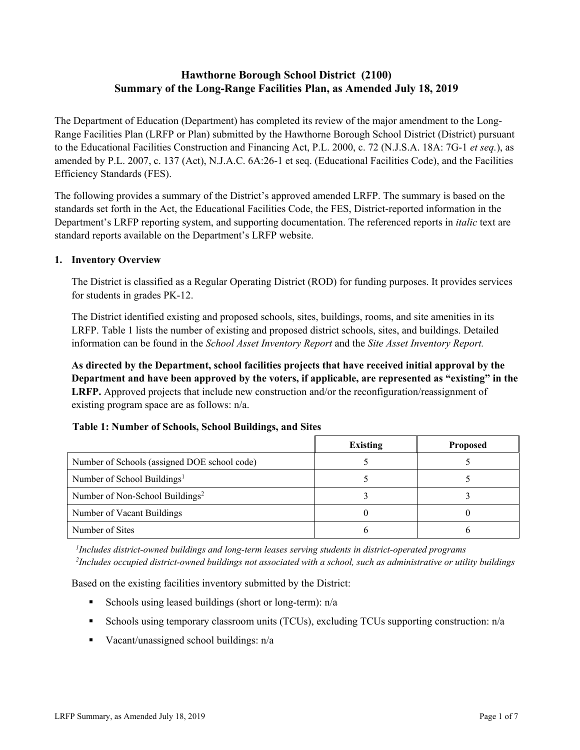# Hawthorne Borough School District (2100)
# Summary of the Long-Range Facilities Plan, as Amended July 18, 2019

The Department of Education (Department) has completed its review of the major amendment to the Long-Range Facilities Plan (LRFP or Plan) submitted by the Hawthorne Borough School District (District) pursuant to the Educational Facilities Construction and Financing Act, P.L. 2000, c. 72 (N.J.S.A. 18A: 7G-1 *et seq.*), as amended by P.L. 2007, c. 137 (Act), N.J.A.C. 6A:26-1 et seq. (Educational Facilities Code), and the Facilities Efficiency Standards (FES).

The following provides a summary of the District's approved amended LRFP. The summary is based on the standards set forth in the Act, the Educational Facilities Code, the FES, District-reported information in the Department's LRFP reporting system, and supporting documentation. The referenced reports in *italic* text are standard reports available on the Department's LRFP website.

## 1. Inventory Overview

The District is classified as a Regular Operating District (ROD) for funding purposes. It provides services for students in grades PK-12.

The District identified existing and proposed schools, sites, buildings, rooms, and site amenities in its LRFP. Table 1 lists the number of existing and proposed district schools, sites, and buildings. Detailed information can be found in the *School Asset Inventory Report* and the *Site Asset Inventory Report.*

**As directed by the Department, school facilities projects that have received initial approval by the Department and have been approved by the voters, if applicable, are represented as "existing" in the LRFP.** Approved projects that include new construction and/or the reconfiguration/reassignment of existing program space are as follows: n/a.

**Table 1: Number of Schools, School Buildings, and Sites**

| | Existing | Proposed |
|---|---|---|
| Number of Schools (assigned DOE school code) | 5 | 5 |
| Number of School Buildings[1] | 5 | 5 |
| Number of Non-School Buildings[2] | 3 | 3 |
| Number of Vacant Buildings | 0 | 0 |
| Number of Sites | 6 | 6 |

*[1]Includes district-owned buildings and long-term leases serving students in district-operated programs*
*[2]Includes occupied district-owned buildings not associated with a school, such as administrative or utility buildings*

Based on the existing facilities inventory submitted by the District:

- Schools using leased buildings (short or long-term): n/a
- Schools using temporary classroom units (TCUs), excluding TCUs supporting construction: n/a
- Vacant/unassigned school buildings: n/a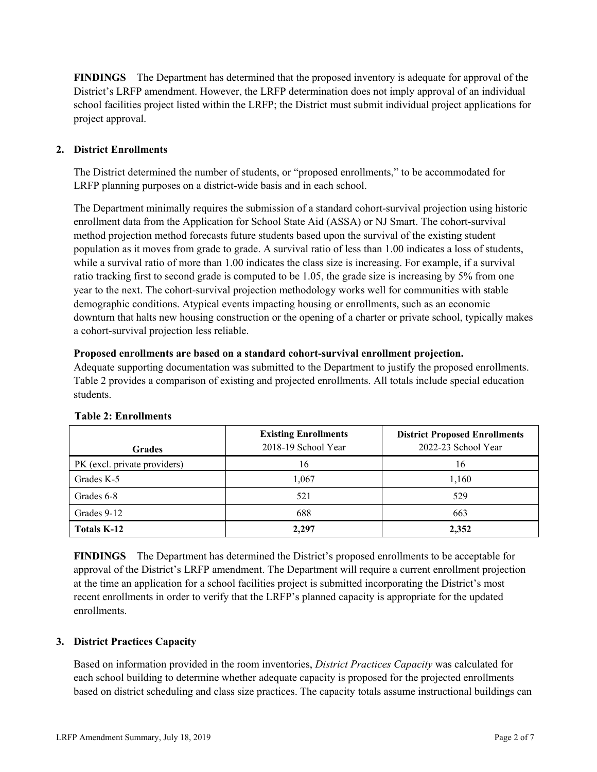**FINDINGS** The Department has determined that the proposed inventory is adequate for approval of the District's LRFP amendment. However, the LRFP determination does not imply approval of an individual school facilities project listed within the LRFP; the District must submit individual project applications for project approval.

## 2. District Enrollments

The District determined the number of students, or "proposed enrollments," to be accommodated for LRFP planning purposes on a district-wide basis and in each school.

The Department minimally requires the submission of a standard cohort-survival projection using historic enrollment data from the Application for School State Aid (ASSA) or NJ Smart. The cohort-survival method projection method forecasts future students based upon the survival of the existing student population as it moves from grade to grade. A survival ratio of less than 1.00 indicates a loss of students, while a survival ratio of more than 1.00 indicates the class size is increasing. For example, if a survival ratio tracking first to second grade is computed to be 1.05, the grade size is increasing by 5% from one year to the next. The cohort-survival projection methodology works well for communities with stable demographic conditions. Atypical events impacting housing or enrollments, such as an economic downturn that halts new housing construction or the opening of a charter or private school, typically makes a cohort-survival projection less reliable.

**Proposed enrollments are based on a standard cohort-survival enrollment projection.**
Adequate supporting documentation was submitted to the Department to justify the proposed enrollments. Table 2 provides a comparison of existing and projected enrollments. All totals include special education students.

**Table 2: Enrollments**

| Grades | Existing Enrollments 2018-19 School Year | District Proposed Enrollments 2022-23 School Year |
|---|---|---|
| PK (excl. private providers) | 16 | 16 |
| Grades K-5 | 1,067 | 1,160 |
| Grades 6-8 | 521 | 529 |
| Grades 9-12 | 688 | 663 |
| **Totals K-12** | **2,297** | **2,352** |

**FINDINGS** The Department has determined the District's proposed enrollments to be acceptable for approval of the District's LRFP amendment. The Department will require a current enrollment projection at the time an application for a school facilities project is submitted incorporating the District's most recent enrollments in order to verify that the LRFP's planned capacity is appropriate for the updated enrollments.

## 3. District Practices Capacity

Based on information provided in the room inventories, *District Practices Capacity* was calculated for each school building to determine whether adequate capacity is proposed for the projected enrollments based on district scheduling and class size practices. The capacity totals assume instructional buildings can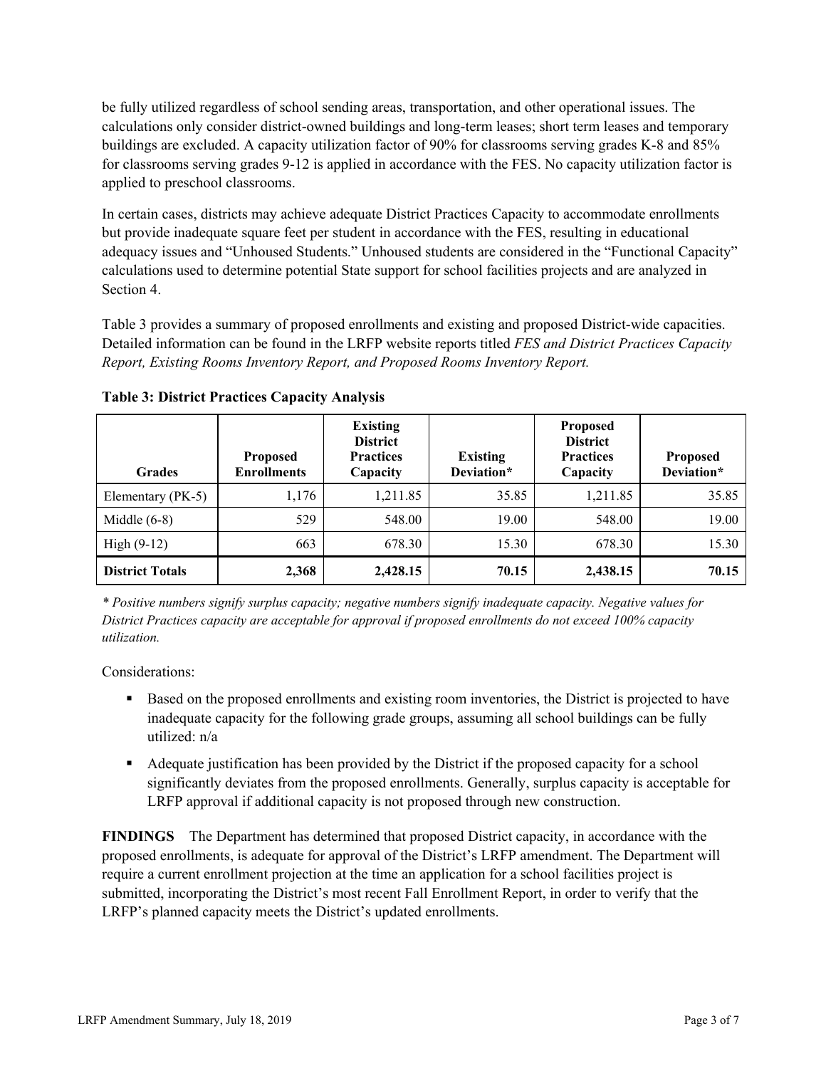be fully utilized regardless of school sending areas, transportation, and other operational issues. The calculations only consider district-owned buildings and long-term leases; short term leases and temporary buildings are excluded. A capacity utilization factor of 90% for classrooms serving grades K-8 and 85% for classrooms serving grades 9-12 is applied in accordance with the FES. No capacity utilization factor is applied to preschool classrooms.

In certain cases, districts may achieve adequate District Practices Capacity to accommodate enrollments but provide inadequate square feet per student in accordance with the FES, resulting in educational adequacy issues and "Unhoused Students." Unhoused students are considered in the "Functional Capacity" calculations used to determine potential State support for school facilities projects and are analyzed in Section 4.

Table 3 provides a summary of proposed enrollments and existing and proposed District-wide capacities. Detailed information can be found in the LRFP website reports titled *FES and District Practices Capacity Report, Existing Rooms Inventory Report, and Proposed Rooms Inventory Report.*

**Table 3: District Practices Capacity Analysis**

| Grades | Proposed Enrollments | Existing District Practices Capacity | Existing Deviation* | Proposed District Practices Capacity | Proposed Deviation* |
|---|---|---|---|---|---|
| Elementary (PK-5) | 1,176 | 1,211.85 | 35.85 | 1,211.85 | 35.85 |
| Middle (6-8) | 529 | 548.00 | 19.00 | 548.00 | 19.00 |
| High (9-12) | 663 | 678.30 | 15.30 | 678.30 | 15.30 |
| **District Totals** | **2,368** | **2,428.15** | **70.15** | **2,438.15** | **70.15** |

*\* Positive numbers signify surplus capacity; negative numbers signify inadequate capacity. Negative values for District Practices capacity are acceptable for approval if proposed enrollments do not exceed 100% capacity utilization.*

Considerations:

- Based on the proposed enrollments and existing room inventories, the District is projected to have inadequate capacity for the following grade groups, assuming all school buildings can be fully utilized: n/a
- Adequate justification has been provided by the District if the proposed capacity for a school significantly deviates from the proposed enrollments. Generally, surplus capacity is acceptable for LRFP approval if additional capacity is not proposed through new construction.

**FINDINGS** The Department has determined that proposed District capacity, in accordance with the proposed enrollments, is adequate for approval of the District's LRFP amendment. The Department will require a current enrollment projection at the time an application for a school facilities project is submitted, incorporating the District's most recent Fall Enrollment Report, in order to verify that the LRFP's planned capacity meets the District's updated enrollments.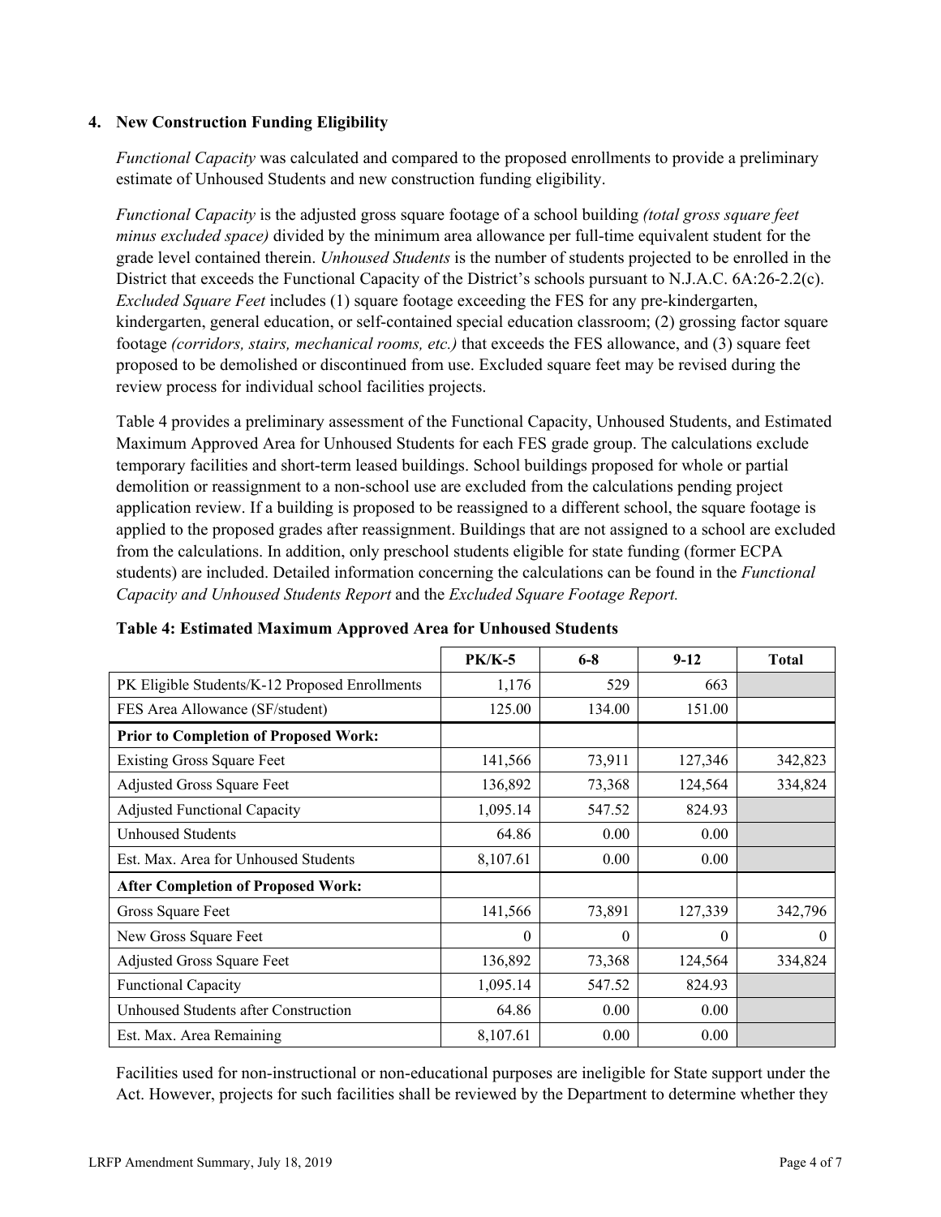### 4. New Construction Funding Eligibility

*Functional Capacity* was calculated and compared to the proposed enrollments to provide a preliminary estimate of Unhoused Students and new construction funding eligibility.

*Functional Capacity* is the adjusted gross square footage of a school building *(total gross square feet minus excluded space)* divided by the minimum area allowance per full-time equivalent student for the grade level contained therein. *Unhoused Students* is the number of students projected to be enrolled in the District that exceeds the Functional Capacity of the District's schools pursuant to N.J.A.C. 6A:26-2.2(c). *Excluded Square Feet* includes (1) square footage exceeding the FES for any pre-kindergarten, kindergarten, general education, or self-contained special education classroom; (2) grossing factor square footage *(corridors, stairs, mechanical rooms, etc.)* that exceeds the FES allowance, and (3) square feet proposed to be demolished or discontinued from use. Excluded square feet may be revised during the review process for individual school facilities projects.

Table 4 provides a preliminary assessment of the Functional Capacity, Unhoused Students, and Estimated Maximum Approved Area for Unhoused Students for each FES grade group. The calculations exclude temporary facilities and short-term leased buildings. School buildings proposed for whole or partial demolition or reassignment to a non-school use are excluded from the calculations pending project application review. If a building is proposed to be reassigned to a different school, the square footage is applied to the proposed grades after reassignment. Buildings that are not assigned to a school are excluded from the calculations. In addition, only preschool students eligible for state funding (former ECPA students) are included. Detailed information concerning the calculations can be found in the *Functional Capacity and Unhoused Students Report* and the *Excluded Square Footage Report.*

**Table 4: Estimated Maximum Approved Area for Unhoused Students**

| | PK/K-5 | 6-8 | 9-12 | Total |
|---|---|---|---|---|
| PK Eligible Students/K-12 Proposed Enrollments | 1,176 | 529 | 663 | |
| FES Area Allowance (SF/student) | 125.00 | 134.00 | 151.00 | |
| **Prior to Completion of Proposed Work:** | | | | |
| Existing Gross Square Feet | 141,566 | 73,911 | 127,346 | 342,823 |
| Adjusted Gross Square Feet | 136,892 | 73,368 | 124,564 | 334,824 |
| Adjusted Functional Capacity | 1,095.14 | 547.52 | 824.93 | |
| Unhoused Students | 64.86 | 0.00 | 0.00 | |
| Est. Max. Area for Unhoused Students | 8,107.61 | 0.00 | 0.00 | |
| **After Completion of Proposed Work:** | | | | |
| Gross Square Feet | 141,566 | 73,891 | 127,339 | 342,796 |
| New Gross Square Feet | 0 | 0 | 0 | 0 |
| Adjusted Gross Square Feet | 136,892 | 73,368 | 124,564 | 334,824 |
| Functional Capacity | 1,095.14 | 547.52 | 824.93 | |
| Unhoused Students after Construction | 64.86 | 0.00 | 0.00 | |
| Est. Max. Area Remaining | 8,107.61 | 0.00 | 0.00 | |

Facilities used for non-instructional or non-educational purposes are ineligible for State support under the Act. However, projects for such facilities shall be reviewed by the Department to determine whether they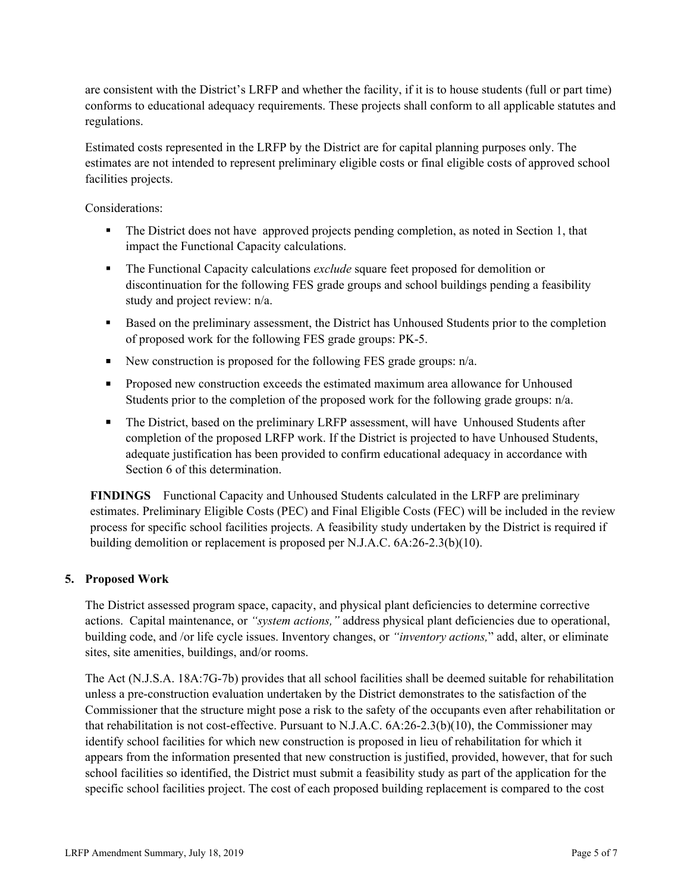are consistent with the District's LRFP and whether the facility, if it is to house students (full or part time) conforms to educational adequacy requirements. These projects shall conform to all applicable statutes and regulations.

Estimated costs represented in the LRFP by the District are for capital planning purposes only. The estimates are not intended to represent preliminary eligible costs or final eligible costs of approved school facilities projects.

Considerations:

- The District does not have approved projects pending completion, as noted in Section 1, that impact the Functional Capacity calculations.
- The Functional Capacity calculations *exclude* square feet proposed for demolition or discontinuation for the following FES grade groups and school buildings pending a feasibility study and project review: n/a.
- Based on the preliminary assessment, the District has Unhoused Students prior to the completion of proposed work for the following FES grade groups: PK-5.
- New construction is proposed for the following FES grade groups: n/a.
- Proposed new construction exceeds the estimated maximum area allowance for Unhoused Students prior to the completion of the proposed work for the following grade groups: n/a.
- The District, based on the preliminary LRFP assessment, will have Unhoused Students after completion of the proposed LRFP work. If the District is projected to have Unhoused Students, adequate justification has been provided to confirm educational adequacy in accordance with Section 6 of this determination.

**FINDINGS** Functional Capacity and Unhoused Students calculated in the LRFP are preliminary estimates. Preliminary Eligible Costs (PEC) and Final Eligible Costs (FEC) will be included in the review process for specific school facilities projects. A feasibility study undertaken by the District is required if building demolition or replacement is proposed per N.J.A.C. 6A:26-2.3(b)(10).

## 5. Proposed Work

The District assessed program space, capacity, and physical plant deficiencies to determine corrective actions. Capital maintenance, or *"system actions,"* address physical plant deficiencies due to operational, building code, and /or life cycle issues. Inventory changes, or *"inventory actions,"* add, alter, or eliminate sites, site amenities, buildings, and/or rooms.

The Act (N.J.S.A. 18A:7G-7b) provides that all school facilities shall be deemed suitable for rehabilitation unless a pre-construction evaluation undertaken by the District demonstrates to the satisfaction of the Commissioner that the structure might pose a risk to the safety of the occupants even after rehabilitation or that rehabilitation is not cost-effective. Pursuant to N.J.A.C. 6A:26-2.3(b)(10), the Commissioner may identify school facilities for which new construction is proposed in lieu of rehabilitation for which it appears from the information presented that new construction is justified, provided, however, that for such school facilities so identified, the District must submit a feasibility study as part of the application for the specific school facilities project. The cost of each proposed building replacement is compared to the cost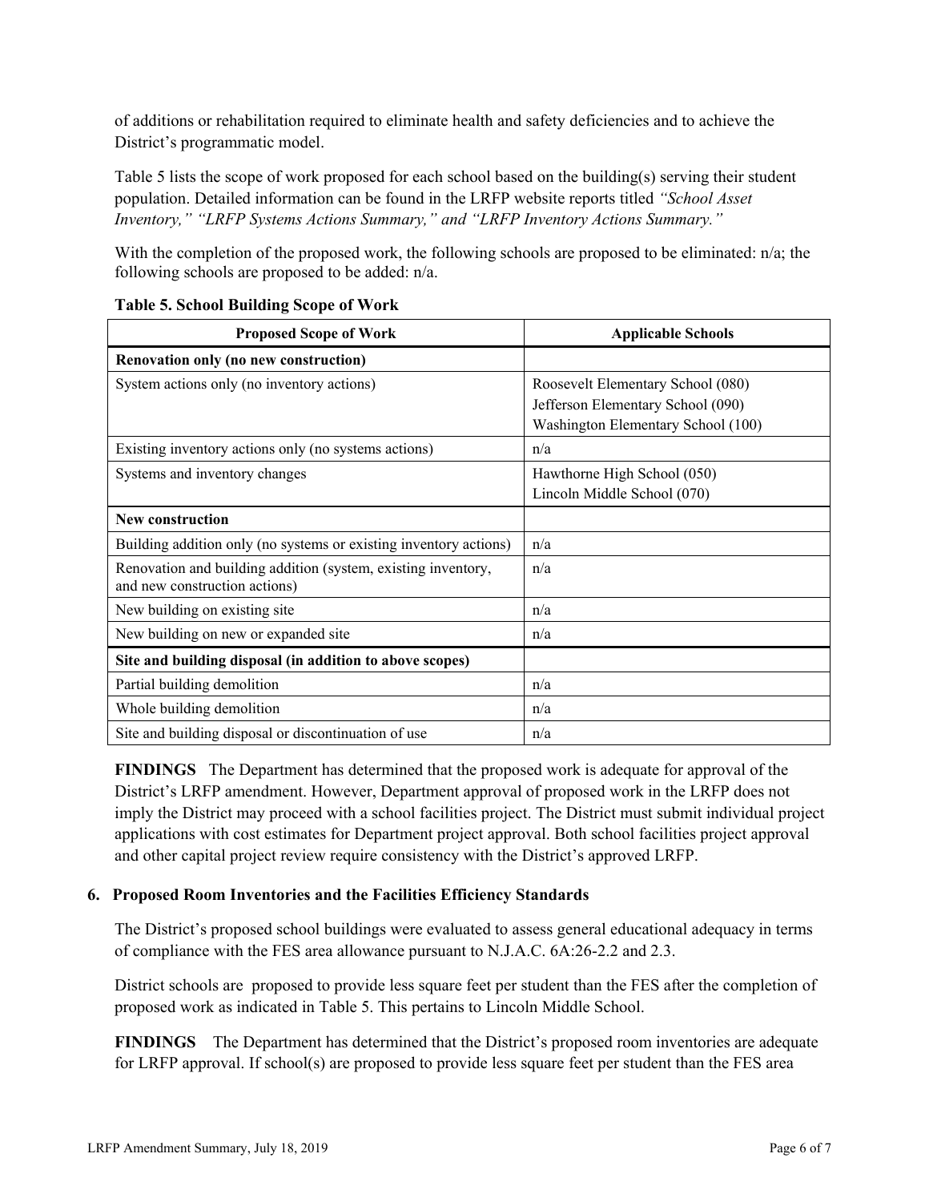of additions or rehabilitation required to eliminate health and safety deficiencies and to achieve the District's programmatic model.

Table 5 lists the scope of work proposed for each school based on the building(s) serving their student population. Detailed information can be found in the LRFP website reports titled *"School Asset Inventory," "LRFP Systems Actions Summary," and "LRFP Inventory Actions Summary."*

With the completion of the proposed work, the following schools are proposed to be eliminated: n/a; the following schools are proposed to be added: n/a.

**Table 5. School Building Scope of Work**

| Proposed Scope of Work | Applicable Schools |
|---|---|
| **Renovation only (no new construction)** | |
| System actions only (no inventory actions) | Roosevelt Elementary School (080)<br>Jefferson Elementary School (090)<br>Washington Elementary School (100) |
| Existing inventory actions only (no systems actions) | n/a |
| Systems and inventory changes | Hawthorne High School (050)<br>Lincoln Middle School (070) |
| **New construction** | |
| Building addition only (no systems or existing inventory actions) | n/a |
| Renovation and building addition (system, existing inventory, and new construction actions) | n/a |
| New building on existing site | n/a |
| New building on new or expanded site | n/a |
| **Site and building disposal (in addition to above scopes)** | |
| Partial building demolition | n/a |
| Whole building demolition | n/a |
| Site and building disposal or discontinuation of use | n/a |

**FINDINGS** The Department has determined that the proposed work is adequate for approval of the District's LRFP amendment. However, Department approval of proposed work in the LRFP does not imply the District may proceed with a school facilities project. The District must submit individual project applications with cost estimates for Department project approval. Both school facilities project approval and other capital project review require consistency with the District's approved LRFP.

### 6. Proposed Room Inventories and the Facilities Efficiency Standards

The District's proposed school buildings were evaluated to assess general educational adequacy in terms of compliance with the FES area allowance pursuant to N.J.A.C. 6A:26-2.2 and 2.3.

District schools are proposed to provide less square feet per student than the FES after the completion of proposed work as indicated in Table 5. This pertains to Lincoln Middle School.

**FINDINGS** The Department has determined that the District's proposed room inventories are adequate for LRFP approval. If school(s) are proposed to provide less square feet per student than the FES area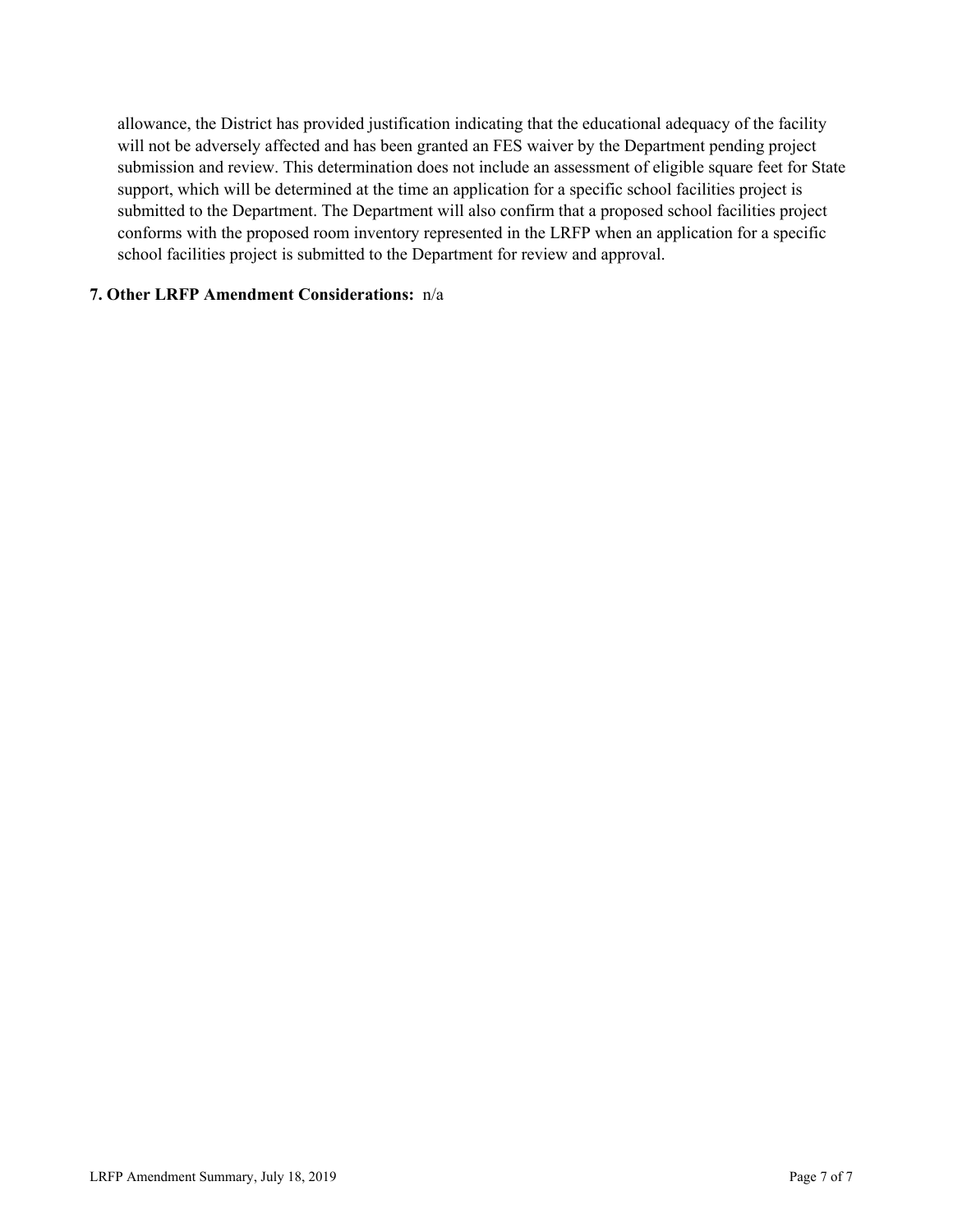allowance, the District has provided justification indicating that the educational adequacy of the facility will not be adversely affected and has been granted an FES waiver by the Department pending project submission and review. This determination does not include an assessment of eligible square feet for State support, which will be determined at the time an application for a specific school facilities project is submitted to the Department. The Department will also confirm that a proposed school facilities project conforms with the proposed room inventory represented in the LRFP when an application for a specific school facilities project is submitted to the Department for review and approval.

**7. Other LRFP Amendment Considerations:** n/a